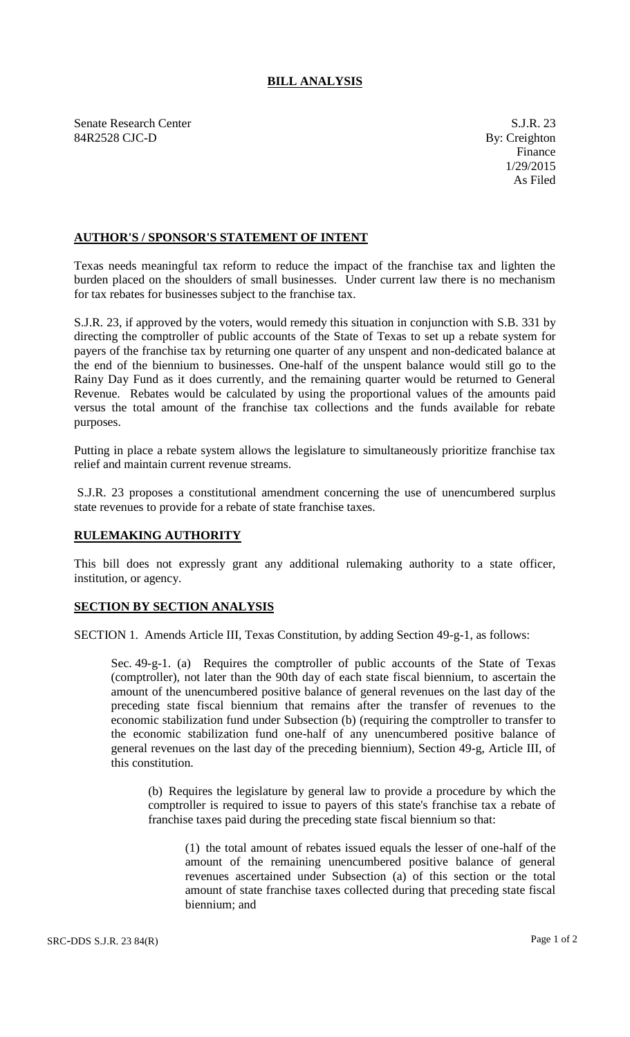# BILL ANALYSIS

Senate Research Center
84R2528 CJC-D

S.J.R. 23
By: Creighton
Finance
1/29/2015
As Filed

## AUTHOR'S / SPONSOR'S STATEMENT OF INTENT

Texas needs meaningful tax reform to reduce the impact of the franchise tax and lighten the burden placed on the shoulders of small businesses. Under current law there is no mechanism for tax rebates for businesses subject to the franchise tax.

S.J.R. 23, if approved by the voters, would remedy this situation in conjunction with S.B. 331 by directing the comptroller of public accounts of the State of Texas to set up a rebate system for payers of the franchise tax by returning one quarter of any unspent and non-dedicated balance at the end of the biennium to businesses. One-half of the unspent balance would still go to the Rainy Day Fund as it does currently, and the remaining quarter would be returned to General Revenue. Rebates would be calculated by using the proportional values of the amounts paid versus the total amount of the franchise tax collections and the funds available for rebate purposes.

Putting in place a rebate system allows the legislature to simultaneously prioritize franchise tax relief and maintain current revenue streams.

S.J.R. 23 proposes a constitutional amendment concerning the use of unencumbered surplus state revenues to provide for a rebate of state franchise taxes.

## RULEMAKING AUTHORITY

This bill does not expressly grant any additional rulemaking authority to a state officer, institution, or agency.

## SECTION BY SECTION ANALYSIS

SECTION 1. Amends Article III, Texas Constitution, by adding Section 49-g-1, as follows:

Sec. 49-g-1. (a) Requires the comptroller of public accounts of the State of Texas (comptroller), not later than the 90th day of each state fiscal biennium, to ascertain the amount of the unencumbered positive balance of general revenues on the last day of the preceding state fiscal biennium that remains after the transfer of revenues to the economic stabilization fund under Subsection (b) (requiring the comptroller to transfer to the economic stabilization fund one-half of any unencumbered positive balance of general revenues on the last day of the preceding biennium), Section 49-g, Article III, of this constitution.

(b) Requires the legislature by general law to provide a procedure by which the comptroller is required to issue to payers of this state's franchise tax a rebate of franchise taxes paid during the preceding state fiscal biennium so that:

(1) the total amount of rebates issued equals the lesser of one-half of the amount of the remaining unencumbered positive balance of general revenues ascertained under Subsection (a) of this section or the total amount of state franchise taxes collected during that preceding state fiscal biennium; and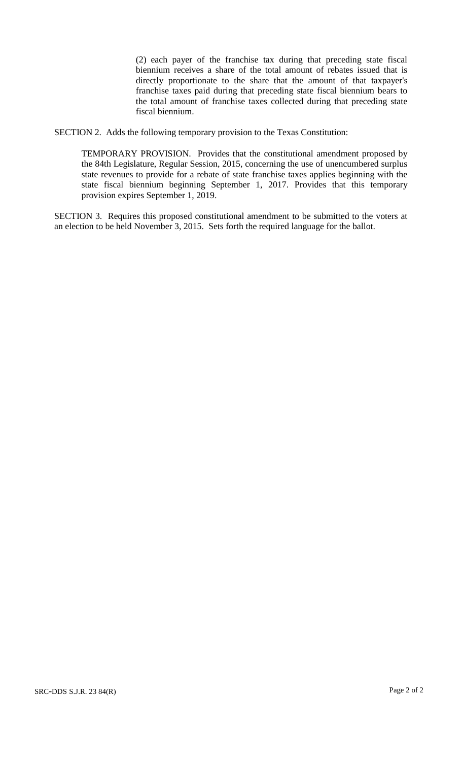(2) each payer of the franchise tax during that preceding state fiscal biennium receives a share of the total amount of rebates issued that is directly proportionate to the share that the amount of that taxpayer's franchise taxes paid during that preceding state fiscal biennium bears to the total amount of franchise taxes collected during that preceding state fiscal biennium.

SECTION 2. Adds the following temporary provision to the Texas Constitution:

TEMPORARY PROVISION. Provides that the constitutional amendment proposed by the 84th Legislature, Regular Session, 2015, concerning the use of unencumbered surplus state revenues to provide for a rebate of state franchise taxes applies beginning with the state fiscal biennium beginning September 1, 2017. Provides that this temporary provision expires September 1, 2019.

SECTION 3. Requires this proposed constitutional amendment to be submitted to the voters at an election to be held November 3, 2015. Sets forth the required language for the ballot.